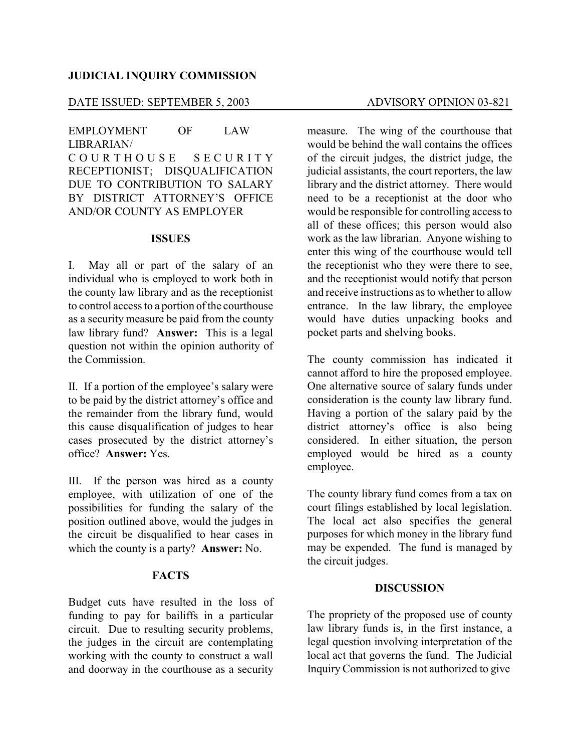**JUDICIAL INQUIRY COMMISSION**

DATE ISSUED: SEPTEMBER 5, 2003 ADVISORY OPINION 03-821

EMPLOYMENT OF LAW LIBRARIAN/ COURTHOUSE SECURITY RECEPTIONIST; DISQUALIFICATION DUE TO CONTRIBUTION TO SALARY BY DISTRICT ATTORNEY'S OFFICE AND/OR COUNTY AS EMPLOYER

## ISSUES

I. May all or part of the salary of an individual who is employed to work both in the county law library and as the receptionist to control access to a portion of the courthouse as a security measure be paid from the county law library fund? **Answer:** This is a legal question not within the opinion authority of the Commission.

II. If a portion of the employee's salary were to be paid by the district attorney's office and the remainder from the library fund, would this cause disqualification of judges to hear cases prosecuted by the district attorney's office? **Answer:** Yes.

III. If the person was hired as a county employee, with utilization of one of the possibilities for funding the salary of the position outlined above, would the judges in the circuit be disqualified to hear cases in which the county is a party? **Answer:** No.

## FACTS

Budget cuts have resulted in the loss of funding to pay for bailiffs in a particular circuit. Due to resulting security problems, the judges in the circuit are contemplating working with the county to construct a wall and doorway in the courthouse as a security measure. The wing of the courthouse that would be behind the wall contains the offices of the circuit judges, the district judge, the judicial assistants, the court reporters, the law library and the district attorney. There would need to be a receptionist at the door who would be responsible for controlling access to all of these offices; this person would also work as the law librarian. Anyone wishing to enter this wing of the courthouse would tell the receptionist who they were there to see, and the receptionist would notify that person and receive instructions as to whether to allow entrance. In the law library, the employee would have duties unpacking books and pocket parts and shelving books.

The county commission has indicated it cannot afford to hire the proposed employee. One alternative source of salary funds under consideration is the county law library fund. Having a portion of the salary paid by the district attorney's office is also being considered. In either situation, the person employed would be hired as a county employee.

The county library fund comes from a tax on court filings established by local legislation. The local act also specifies the general purposes for which money in the library fund may be expended. The fund is managed by the circuit judges.

## DISCUSSION

The propriety of the proposed use of county law library funds is, in the first instance, a legal question involving interpretation of the local act that governs the fund. The Judicial Inquiry Commission is not authorized to give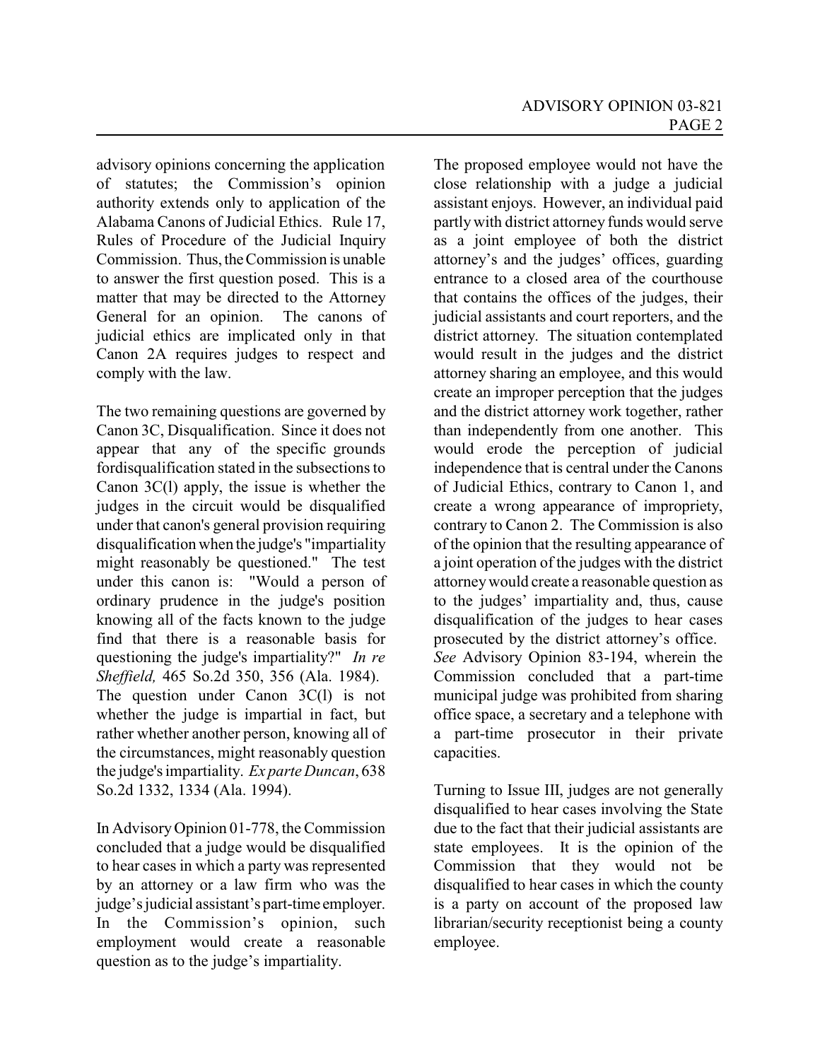advisory opinions concerning the application of statutes; the Commission's opinion authority extends only to application of the Alabama Canons of Judicial Ethics. Rule 17, Rules of Procedure of the Judicial Inquiry Commission. Thus, the Commission is unable to answer the first question posed. This is a matter that may be directed to the Attorney General for an opinion. The canons of judicial ethics are implicated only in that Canon 2A requires judges to respect and comply with the law.

The two remaining questions are governed by Canon 3C, Disqualification. Since it does not appear that any of the specific grounds fordisqualification stated in the subsections to Canon 3C(l) apply, the issue is whether the judges in the circuit would be disqualified under that canon's general provision requiring disqualification when the judge's "impartiality might reasonably be questioned." The test under this canon is: "Would a person of ordinary prudence in the judge's position knowing all of the facts known to the judge find that there is a reasonable basis for questioning the judge's impartiality?" *In re Sheffield,* 465 So.2d 350, 356 (Ala. 1984). The question under Canon 3C(l) is not whether the judge is impartial in fact, but rather whether another person, knowing all of the circumstances, might reasonably question the judge's impartiality. *Ex parte Duncan*, 638 So.2d 1332, 1334 (Ala. 1994).

In Advisory Opinion 01-778, the Commission concluded that a judge would be disqualified to hear cases in which a party was represented by an attorney or a law firm who was the judge's judicial assistant's part-time employer. In the Commission's opinion, such employment would create a reasonable question as to the judge's impartiality.

The proposed employee would not have the close relationship with a judge a judicial assistant enjoys. However, an individual paid partly with district attorney funds would serve as a joint employee of both the district attorney's and the judges' offices, guarding entrance to a closed area of the courthouse that contains the offices of the judges, their judicial assistants and court reporters, and the district attorney. The situation contemplated would result in the judges and the district attorney sharing an employee, and this would create an improper perception that the judges and the district attorney work together, rather than independently from one another. This would erode the perception of judicial independence that is central under the Canons of Judicial Ethics, contrary to Canon 1, and create a wrong appearance of impropriety, contrary to Canon 2. The Commission is also of the opinion that the resulting appearance of a joint operation of the judges with the district attorney would create a reasonable question as to the judges' impartiality and, thus, cause disqualification of the judges to hear cases prosecuted by the district attorney's office. *See* Advisory Opinion 83-194, wherein the Commission concluded that a part-time municipal judge was prohibited from sharing office space, a secretary and a telephone with a part-time prosecutor in their private capacities.

Turning to Issue III, judges are not generally disqualified to hear cases involving the State due to the fact that their judicial assistants are state employees. It is the opinion of the Commission that they would not be disqualified to hear cases in which the county is a party on account of the proposed law librarian/security receptionist being a county employee.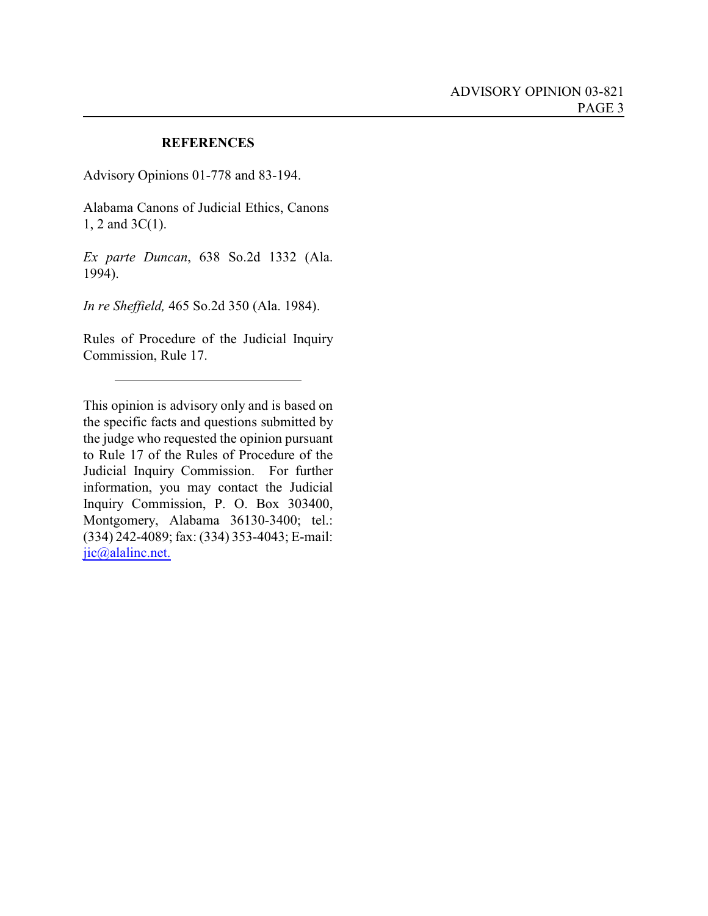## REFERENCES

Advisory Opinions 01-778 and 83-194.

Alabama Canons of Judicial Ethics, Canons 1, 2 and 3C(1).

*Ex parte Duncan*, 638 So.2d 1332 (Ala. 1994).

*In re Sheffield,* 465 So.2d 350 (Ala. 1984).

Rules of Procedure of the Judicial Inquiry Commission, Rule 17.

---

This opinion is advisory only and is based on the specific facts and questions submitted by the judge who requested the opinion pursuant to Rule 17 of the Rules of Procedure of the Judicial Inquiry Commission. For further information, you may contact the Judicial Inquiry Commission, P. O. Box 303400, Montgomery, Alabama 36130-3400; tel.: (334) 242-4089; fax: (334) 353-4043; E-mail: jic@alalinc.net.